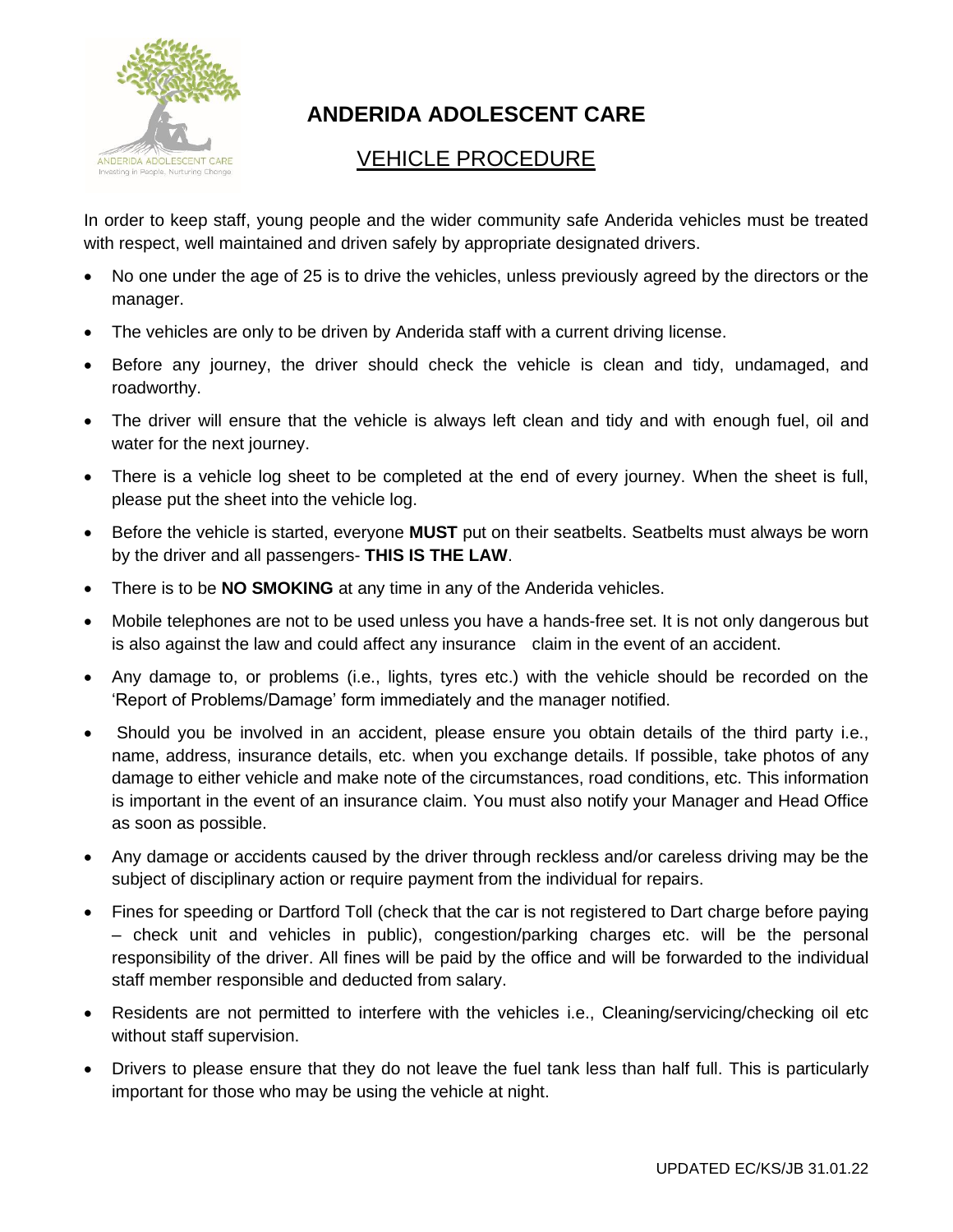# ANDERIDA ADOLESCENT CARE

## VEHICLE PROCEDURE

In order to keep staff, young people and the wider community safe Anderida vehicles must be treated with respect, well maintained and driven safely by appropriate designated drivers.

- No one under the age of 25 is to drive the vehicles, unless previously agreed by the directors or the manager.
- The vehicles are only to be driven by Anderida staff with a current driving license.
- Before any journey, the driver should check the vehicle is clean and tidy, undamaged, and roadworthy.
- The driver will ensure that the vehicle is always left clean and tidy and with enough fuel, oil and water for the next journey.
- There is a vehicle log sheet to be completed at the end of every journey. When the sheet is full, please put the sheet into the vehicle log.
- Before the vehicle is started, everyone **MUST** put on their seatbelts. Seatbelts must always be worn by the driver and all passengers- **THIS IS THE LAW**.
- There is to be **NO SMOKING** at any time in any of the Anderida vehicles.
- Mobile telephones are not to be used unless you have a hands-free set. It is not only dangerous but is also against the law and could affect any insurance claim in the event of an accident.
- Any damage to, or problems (i.e., lights, tyres etc.) with the vehicle should be recorded on the 'Report of Problems/Damage' form immediately and the manager notified.
- Should you be involved in an accident, please ensure you obtain details of the third party i.e., name, address, insurance details, etc. when you exchange details. If possible, take photos of any damage to either vehicle and make note of the circumstances, road conditions, etc. This information is important in the event of an insurance claim. You must also notify your Manager and Head Office as soon as possible.
- Any damage or accidents caused by the driver through reckless and/or careless driving may be the subject of disciplinary action or require payment from the individual for repairs.
- Fines for speeding or Dartford Toll (check that the car is not registered to Dart charge before paying – check unit and vehicles in public), congestion/parking charges etc. will be the personal responsibility of the driver. All fines will be paid by the office and will be forwarded to the individual staff member responsible and deducted from salary.
- Residents are not permitted to interfere with the vehicles i.e., Cleaning/servicing/checking oil etc without staff supervision.
- Drivers to please ensure that they do not leave the fuel tank less than half full. This is particularly important for those who may be using the vehicle at night.

UPDATED EC/KS/JB 31.01.22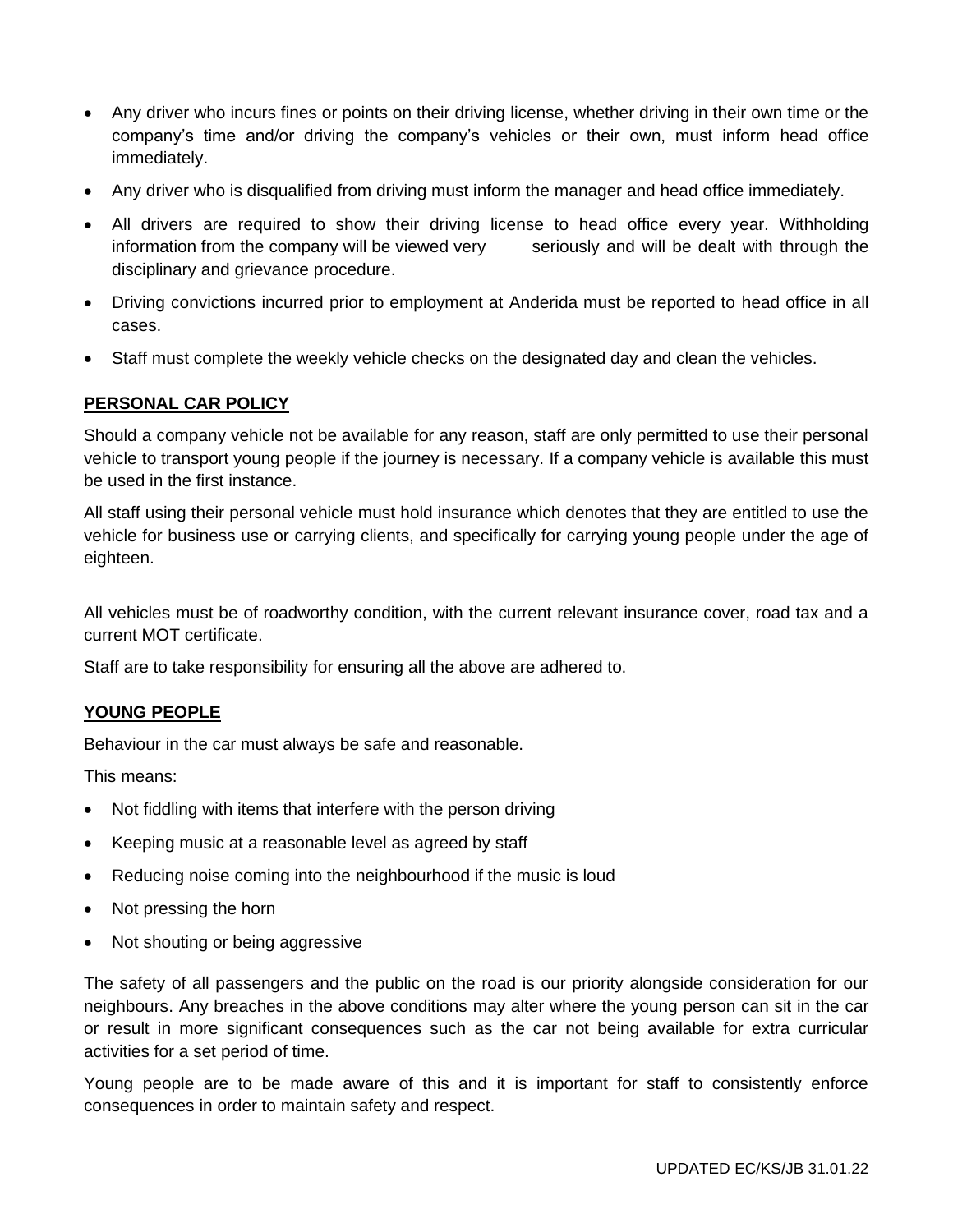- Any driver who incurs fines or points on their driving license, whether driving in their own time or the company's time and/or driving the company's vehicles or their own, must inform head office immediately.
- Any driver who is disqualified from driving must inform the manager and head office immediately.
- All drivers are required to show their driving license to head office every year. Withholding information from the company will be viewed very seriously and will be dealt with through the disciplinary and grievance procedure.
- Driving convictions incurred prior to employment at Anderida must be reported to head office in all cases.
- Staff must complete the weekly vehicle checks on the designated day and clean the vehicles.

**PERSONAL CAR POLICY**

Should a company vehicle not be available for any reason, staff are only permitted to use their personal vehicle to transport young people if the journey is necessary. If a company vehicle is available this must be used in the first instance.

All staff using their personal vehicle must hold insurance which denotes that they are entitled to use the vehicle for business use or carrying clients, and specifically for carrying young people under the age of eighteen.

All vehicles must be of roadworthy condition, with the current relevant insurance cover, road tax and a current MOT certificate.

Staff are to take responsibility for ensuring all the above are adhered to.

**YOUNG PEOPLE**

Behaviour in the car must always be safe and reasonable.

This means:

- Not fiddling with items that interfere with the person driving
- Keeping music at a reasonable level as agreed by staff
- Reducing noise coming into the neighbourhood if the music is loud
- Not pressing the horn
- Not shouting or being aggressive

The safety of all passengers and the public on the road is our priority alongside consideration for our neighbours. Any breaches in the above conditions may alter where the young person can sit in the car or result in more significant consequences such as the car not being available for extra curricular activities for a set period of time.

Young people are to be made aware of this and it is important for staff to consistently enforce consequences in order to maintain safety and respect.

UPDATED EC/KS/JB 31.01.22